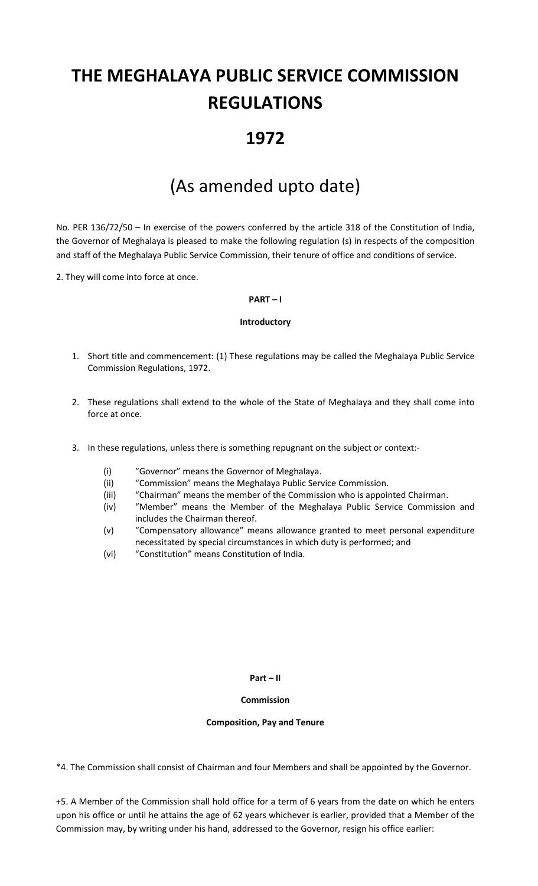# THE MEGHALAYA PUBLIC SERVICE COMMISSION REGULATIONS

# 1972

## (As amended upto date)

No. PER 136/72/50 – In exercise of the powers conferred by the article 318 of the Constitution of India, the Governor of Meghalaya is pleased to make the following regulation (s) in respects of the composition and staff of the Meghalaya Public Service Commission, their tenure of office and conditions of service.

2. They will come into force at once.

**PART – I**

**Introductory**

1. Short title and commencement: (1) These regulations may be called the Meghalaya Public Service Commission Regulations, 1972.

2. These regulations shall extend to the whole of the State of Meghalaya and they shall come into force at once.

3. In these regulations, unless there is something repugnant on the subject or context:-
   - (i) "Governor" means the Governor of Meghalaya.
   - (ii) "Commission" means the Meghalaya Public Service Commission.
   - (iii) "Chairman" means the member of the Commission who is appointed Chairman.
   - (iv) "Member" means the Member of the Meghalaya Public Service Commission and includes the Chairman thereof.
   - (v) "Compensatory allowance" means allowance granted to meet personal expenditure necessitated by special circumstances in which duty is performed; and
   - (vi) "Constitution" means Constitution of India.

**Part – II**

**Commission**

**Composition, Pay and Tenure**

*4. The Commission shall consist of Chairman and four Members and shall be appointed by the Governor.

+5. A Member of the Commission shall hold office for a term of 6 years from the date on which he enters upon his office or until he attains the age of 62 years whichever is earlier, provided that a Member of the Commission may, by writing under his hand, addressed to the Governor, resign his office earlier: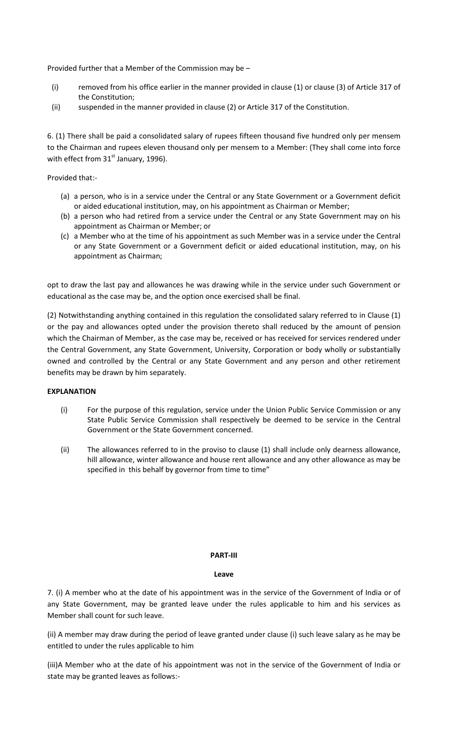Provided further that a Member of the Commission may be –

(i) removed from his office earlier in the manner provided in clause (1) or clause (3) of Article 317 of the Constitution;

(ii) suspended in the manner provided in clause (2) or Article 317 of the Constitution.

6. (1) There shall be paid a consolidated salary of rupees fifteen thousand five hundred only per mensem to the Chairman and rupees eleven thousand only per mensem to a Member: (They shall come into force with effect from 31st January, 1996).

Provided that:-

(a) a person, who is in a service under the Central or any State Government or a Government deficit or aided educational institution, may, on his appointment as Chairman or Member;

(b) a person who had retired from a service under the Central or any State Government may on his appointment as Chairman or Member; or

(c) a Member who at the time of his appointment as such Member was in a service under the Central or any State Government or a Government deficit or aided educational institution, may, on his appointment as Chairman;

opt to draw the last pay and allowances he was drawing while in the service under such Government or educational as the case may be, and the option once exercised shall be final.

(2) Notwithstanding anything contained in this regulation the consolidated salary referred to in Clause (1) or the pay and allowances opted under the provision thereto shall reduced by the amount of pension which the Chairman of Member, as the case may be, received or has received for services rendered under the Central Government, any State Government, University, Corporation or body wholly or substantially owned and controlled by the Central or any State Government and any person and other retirement benefits may be drawn by him separately.

**EXPLANATION**

(i) For the purpose of this regulation, service under the Union Public Service Commission or any State Public Service Commission shall respectively be deemed to be service in the Central Government or the State Government concerned.

(ii) The allowances referred to in the proviso to clause (1) shall include only dearness allowance, hill allowance, winter allowance and house rent allowance and any other allowance as may be specified in this behalf by governor from time to time"

## PART-III

### Leave

7. (i) A member who at the date of his appointment was in the service of the Government of India or of any State Government, may be granted leave under the rules applicable to him and his services as Member shall count for such leave.

(ii) A member may draw during the period of leave granted under clause (i) such leave salary as he may be entitled to under the rules applicable to him

(iii)A Member who at the date of his appointment was not in the service of the Government of India or state may be granted leaves as follows:-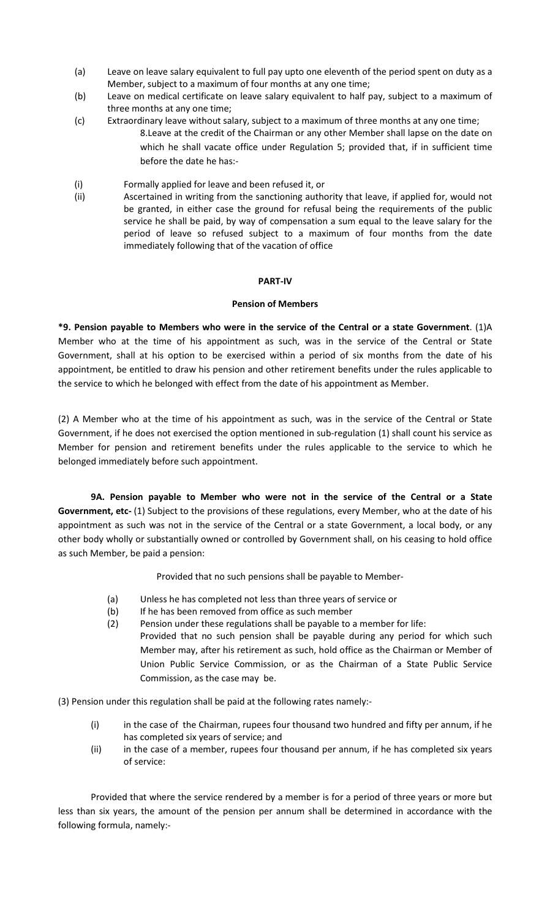(a) Leave on leave salary equivalent to full pay upto one eleventh of the period spent on duty as a Member, subject to a maximum of four months at any one time;

(b) Leave on medical certificate on leave salary equivalent to half pay, subject to a maximum of three months at any one time;

(c) Extraordinary leave without salary, subject to a maximum of three months at any one time;

8.Leave at the credit of the Chairman or any other Member shall lapse on the date on which he shall vacate office under Regulation 5; provided that, if in sufficient time before the date he has:-

(i) Formally applied for leave and been refused it, or

(ii) Ascertained in writing from the sanctioning authority that leave, if applied for, would not be granted, in either case the ground for refusal being the requirements of the public service he shall be paid, by way of compensation a sum equal to the leave salary for the period of leave so refused subject to a maximum of four months from the date immediately following that of the vacation of office

## PART-IV

### Pension of Members

**\*9. Pension payable to Members who were in the service of the Central or a state Government**. (1)A Member who at the time of his appointment as such, was in the service of the Central or State Government, shall at his option to be exercised within a period of six months from the date of his appointment, be entitled to draw his pension and other retirement benefits under the rules applicable to the service to which he belonged with effect from the date of his appointment as Member.

(2) A Member who at the time of his appointment as such, was in the service of the Central or State Government, if he does not exercised the option mentioned in sub-regulation (1) shall count his service as Member for pension and retirement benefits under the rules applicable to the service to which he belonged immediately before such appointment.

**9A. Pension payable to Member who were not in the service of the Central or a State Government, etc-** (1) Subject to the provisions of these regulations, every Member, who at the date of his appointment as such was not in the service of the Central or a state Government, a local body, or any other body wholly or substantially owned or controlled by Government shall, on his ceasing to hold office as such Member, be paid a pension:

Provided that no such pensions shall be payable to Member-

(a) Unless he has completed not less than three years of service or

(b) If he has been removed from office as such member

(2) Pension under these regulations shall be payable to a member for life:
Provided that no such pension shall be payable during any period for which such Member may, after his retirement as such, hold office as the Chairman or Member of Union Public Service Commission, or as the Chairman of a State Public Service Commission, as the case may be.

(3) Pension under this regulation shall be paid at the following rates namely:-

(i) in the case of the Chairman, rupees four thousand two hundred and fifty per annum, if he has completed six years of service; and

(ii) in the case of a member, rupees four thousand per annum, if he has completed six years of service:

Provided that where the service rendered by a member is for a period of three years or more but less than six years, the amount of the pension per annum shall be determined in accordance with the following formula, namely:-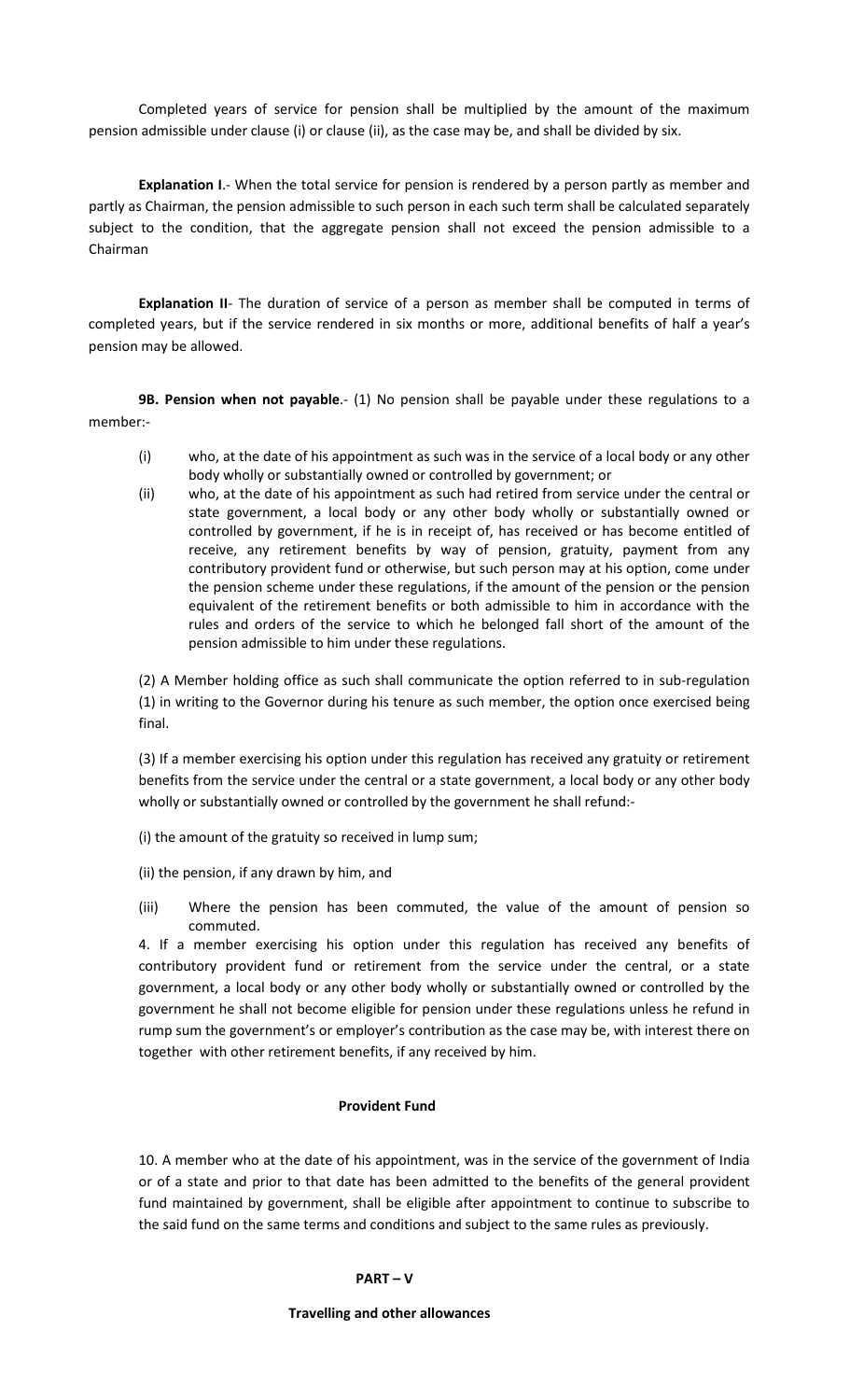Completed years of service for pension shall be multiplied by the amount of the maximum pension admissible under clause (i) or clause (ii), as the case may be, and shall be divided by six.

**Explanation I**.- When the total service for pension is rendered by a person partly as member and partly as Chairman, the pension admissible to such person in each such term shall be calculated separately subject to the condition, that the aggregate pension shall not exceed the pension admissible to a Chairman

**Explanation II**- The duration of service of a person as member shall be computed in terms of completed years, but if the service rendered in six months or more, additional benefits of half a year's pension may be allowed.

**9B. Pension when not payable**.- (1) No pension shall be payable under these regulations to a member:-

(i) who, at the date of his appointment as such was in the service of a local body or any other body wholly or substantially owned or controlled by government; or

(ii) who, at the date of his appointment as such had retired from service under the central or state government, a local body or any other body wholly or substantially owned or controlled by government, if he is in receipt of, has received or has become entitled of receive, any retirement benefits by way of pension, gratuity, payment from any contributory provident fund or otherwise, but such person may at his option, come under the pension scheme under these regulations, if the amount of the pension or the pension equivalent of the retirement benefits or both admissible to him in accordance with the rules and orders of the service to which he belonged fall short of the amount of the pension admissible to him under these regulations.

(2) A Member holding office as such shall communicate the option referred to in sub-regulation (1) in writing to the Governor during his tenure as such member, the option once exercised being final.

(3) If a member exercising his option under this regulation has received any gratuity or retirement benefits from the service under the central or a state government, a local body or any other body wholly or substantially owned or controlled by the government he shall refund:-

(i) the amount of the gratuity so received in lump sum;

(ii) the pension, if any drawn by him, and

(iii) Where the pension has been commuted, the value of the amount of pension so commuted.

4. If a member exercising his option under this regulation has received any benefits of contributory provident fund or retirement from the service under the central, or a state government, a local body or any other body wholly or substantially owned or controlled by the government he shall not become eligible for pension under these regulations unless he refund in rump sum the government's or employer's contribution as the case may be, with interest there on together with other retirement benefits, if any received by him.

**Provident Fund**

10. A member who at the date of his appointment, was in the service of the government of India or of a state and prior to that date has been admitted to the benefits of the general provident fund maintained by government, shall be eligible after appointment to continue to subscribe to the said fund on the same terms and conditions and subject to the same rules as previously.

## PART – V

**Travelling and other allowances**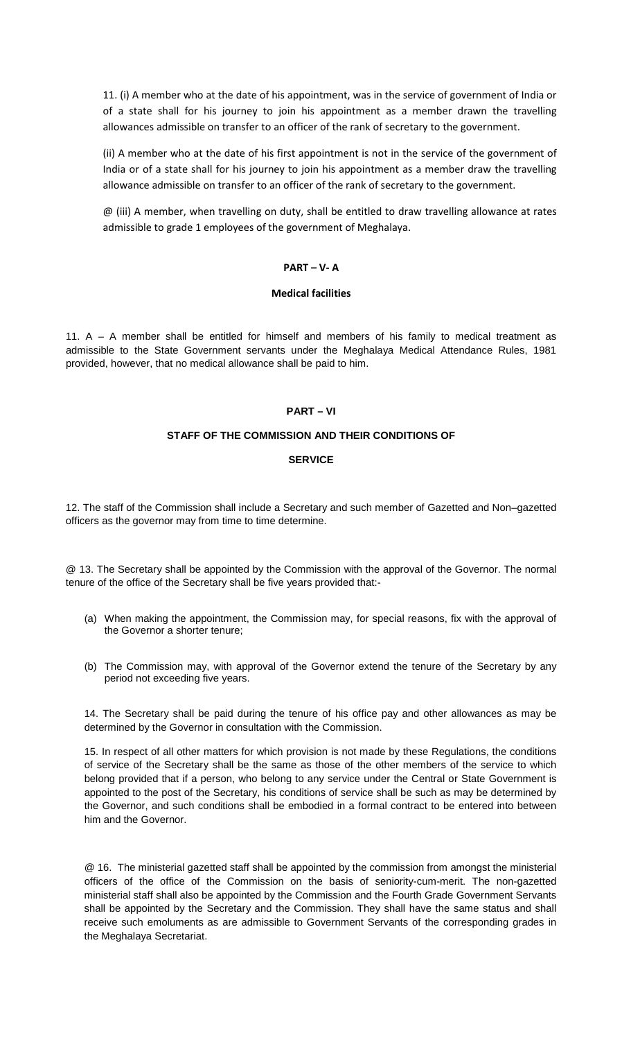11. (i) A member who at the date of his appointment, was in the service of government of India or of a state shall for his journey to join his appointment as a member drawn the travelling allowances admissible on transfer to an officer of the rank of secretary to the government.

(ii) A member who at the date of his first appointment is not in the service of the government of India or of a state shall for his journey to join his appointment as a member draw the travelling allowance admissible on transfer to an officer of the rank of secretary to the government.

@ (iii) A member, when travelling on duty, shall be entitled to draw travelling allowance at rates admissible to grade 1 employees of the government of Meghalaya.

## PART – V- A

### Medical facilities

11. A – A member shall be entitled for himself and members of his family to medical treatment as admissible to the State Government servants under the Meghalaya Medical Attendance Rules, 1981 provided, however, that no medical allowance shall be paid to him.

## PART – VI

### STAFF OF THE COMMISSION AND THEIR CONDITIONS OF SERVICE

12. The staff of the Commission shall include a Secretary and such member of Gazetted and Non–gazetted officers as the governor may from time to time determine.

@ 13. The Secretary shall be appointed by the Commission with the approval of the Governor. The normal tenure of the office of the Secretary shall be five years provided that:-

(a) When making the appointment, the Commission may, for special reasons, fix with the approval of the Governor a shorter tenure;

(b) The Commission may, with approval of the Governor extend the tenure of the Secretary by any period not exceeding five years.

14. The Secretary shall be paid during the tenure of his office pay and other allowances as may be determined by the Governor in consultation with the Commission.

15. In respect of all other matters for which provision is not made by these Regulations, the conditions of service of the Secretary shall be the same as those of the other members of the service to which belong provided that if a person, who belong to any service under the Central or State Government is appointed to the post of the Secretary, his conditions of service shall be such as may be determined by the Governor, and such conditions shall be embodied in a formal contract to be entered into between him and the Governor.

@ 16. The ministerial gazetted staff shall be appointed by the commission from amongst the ministerial officers of the office of the Commission on the basis of seniority-cum-merit. The non-gazetted ministerial staff shall also be appointed by the Commission and the Fourth Grade Government Servants shall be appointed by the Secretary and the Commission. They shall have the same status and shall receive such emoluments as are admissible to Government Servants of the corresponding grades in the Meghalaya Secretariat.